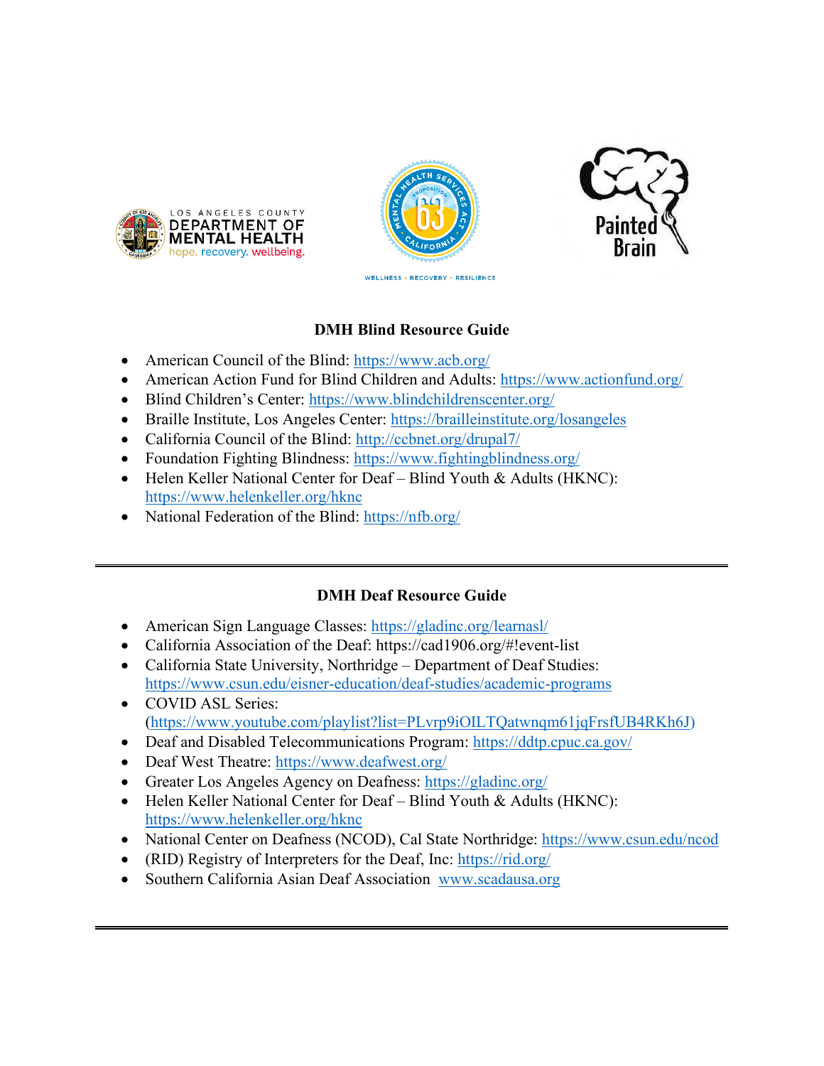LOS ANGELES COUNTY DEPARTMENT OF MENTAL HEALTH
hope. recovery. wellbeing.

WELLNESS • RECOVERY • RESILIENCE

Painted Brain

## DMH Blind Resource Guide

- American Council of the Blind: https://www.acb.org/
- American Action Fund for Blind Children and Adults: https://www.actionfund.org/
- Blind Children's Center: https://www.blindchildrenscenter.org/
- Braille Institute, Los Angeles Center: https://brailleinstitute.org/losangeles
- California Council of the Blind: http://ccbnet.org/drupal7/
- Foundation Fighting Blindness: https://www.fightingblindness.org/
- Helen Keller National Center for Deaf – Blind Youth & Adults (HKNC): https://www.helenkeller.org/hknc
- National Federation of the Blind: https://nfb.org/

---

## DMH Deaf Resource Guide

- American Sign Language Classes: https://gladinc.org/learnasl/
- California Association of the Deaf: https://cad1906.org/#!event-list
- California State University, Northridge – Department of Deaf Studies: https://www.csun.edu/eisner-education/deaf-studies/academic-programs
- COVID ASL Series: (https://www.youtube.com/playlist?list=PLvrp9iOILTQatwnqm61jqFrsfUB4RKh6J)
- Deaf and Disabled Telecommunications Program: https://ddtp.cpuc.ca.gov/
- Deaf West Theatre: https://www.deafwest.org/
- Greater Los Angeles Agency on Deafness: https://gladinc.org/
- Helen Keller National Center for Deaf – Blind Youth & Adults (HKNC): https://www.helenkeller.org/hknc
- National Center on Deafness (NCOD), Cal State Northridge: https://www.csun.edu/ncod
- (RID) Registry of Interpreters for the Deaf, Inc: https://rid.org/
- Southern California Asian Deaf Association www.scadausa.org

---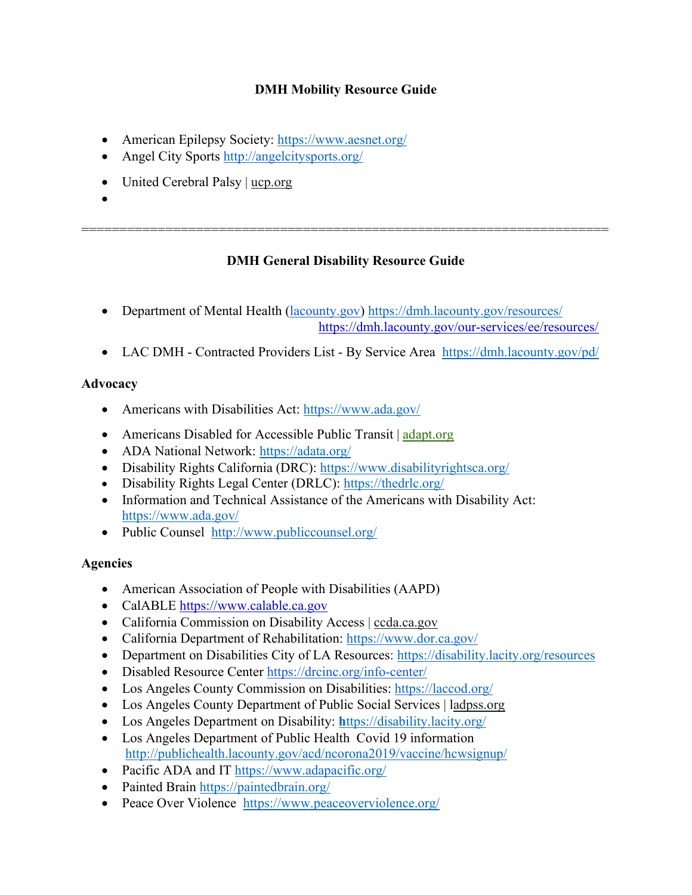## DMH Mobility Resource Guide

- American Epilepsy Society: https://www.aesnet.org/
- Angel City Sports http://angelcitysports.org/
- United Cerebral Palsy | ucp.org
-

======================================================================

## DMH General Disability Resource Guide

- Department of Mental Health (lacounty.gov) https://dmh.lacounty.gov/resources/ https://dmh.lacounty.gov/our-services/ee/resources/
- LAC DMH - Contracted Providers List - By Service Area https://dmh.lacounty.gov/pd/

### Advocacy

- Americans with Disabilities Act: https://www.ada.gov/
- Americans Disabled for Accessible Public Transit | adapt.org
- ADA National Network: https://adata.org/
- Disability Rights California (DRC): https://www.disabilityrightsca.org/
- Disability Rights Legal Center (DRLC): https://thedrlc.org/
- Information and Technical Assistance of the Americans with Disability Act: https://www.ada.gov/
- Public Counsel http://www.publiccounsel.org/

### Agencies

- American Association of People with Disabilities (AAPD)
- CalABLE https://www.calable.ca.gov
- California Commission on Disability Access | ccda.ca.gov
- California Department of Rehabilitation: https://www.dor.ca.gov/
- Department on Disabilities City of LA Resources: https://disability.lacity.org/resources
- Disabled Resource Center https://drcinc.org/info-center/
- Los Angeles County Commission on Disabilities: https://laccod.org/
- Los Angeles County Department of Public Social Services | ladpss.org
- Los Angeles Department on Disability: https://disability.lacity.org/
- Los Angeles Department of Public Health Covid 19 information http://publichealth.lacounty.gov/acd/ncorona2019/vaccine/hcwsignup/
- Pacific ADA and IT https://www.adapacific.org/
- Painted Brain https://paintedbrain.org/
- Peace Over Violence https://www.peaceoverviolence.org/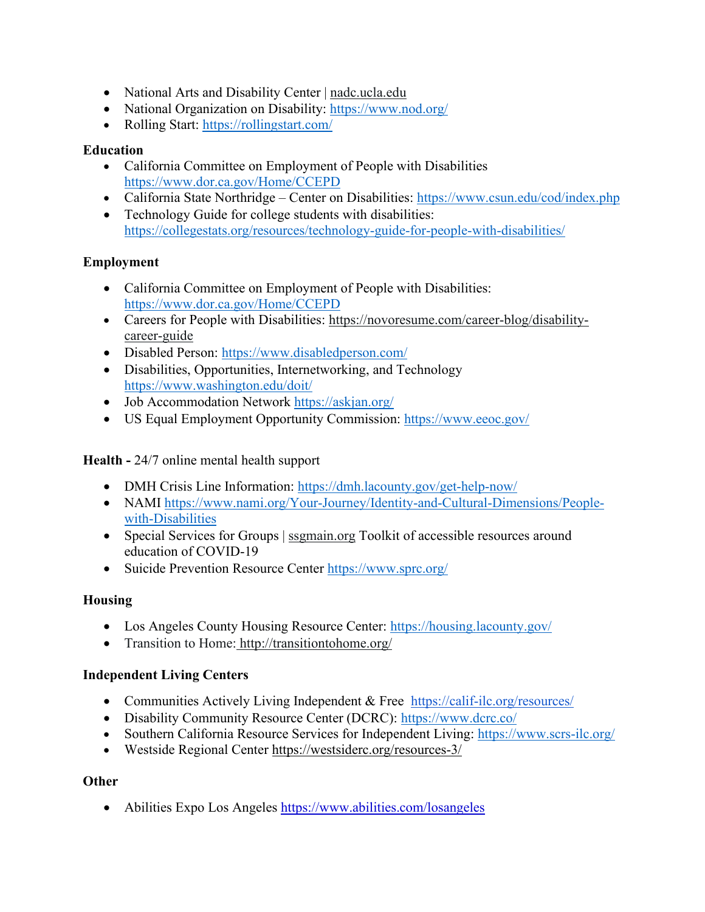- National Arts and Disability Center | nadc.ucla.edu
- National Organization on Disability: https://www.nod.org/
- Rolling Start: https://rollingstart.com/

**Education**

- California Committee on Employment of People with Disabilities https://www.dor.ca.gov/Home/CCEPD
- California State Northridge – Center on Disabilities: https://www.csun.edu/cod/index.php
- Technology Guide for college students with disabilities: https://collegestats.org/resources/technology-guide-for-people-with-disabilities/

**Employment**

- California Committee on Employment of People with Disabilities: https://www.dor.ca.gov/Home/CCEPD
- Careers for People with Disabilities: https://novoresume.com/career-blog/disability-career-guide
- Disabled Person: https://www.disabledperson.com/
- Disabilities, Opportunities, Internetworking, and Technology https://www.washington.edu/doit/
- Job Accommodation Network https://askjan.org/
- US Equal Employment Opportunity Commission: https://www.eeoc.gov/

**Health -** 24/7 online mental health support

- DMH Crisis Line Information: https://dmh.lacounty.gov/get-help-now/
- NAMI https://www.nami.org/Your-Journey/Identity-and-Cultural-Dimensions/People-with-Disabilities
- Special Services for Groups | ssgmain.org Toolkit of accessible resources around education of COVID-19
- Suicide Prevention Resource Center https://www.sprc.org/

**Housing**

- Los Angeles County Housing Resource Center: https://housing.lacounty.gov/
- Transition to Home: http://transitiontohome.org/

**Independent Living Centers**

- Communities Actively Living Independent & Free https://calif-ilc.org/resources/
- Disability Community Resource Center (DCRC): https://www.dcrc.co/
- Southern California Resource Services for Independent Living: https://www.scrs-ilc.org/
- Westside Regional Center https://westsiderc.org/resources-3/

**Other**

- Abilities Expo Los Angeles https://www.abilities.com/losangeles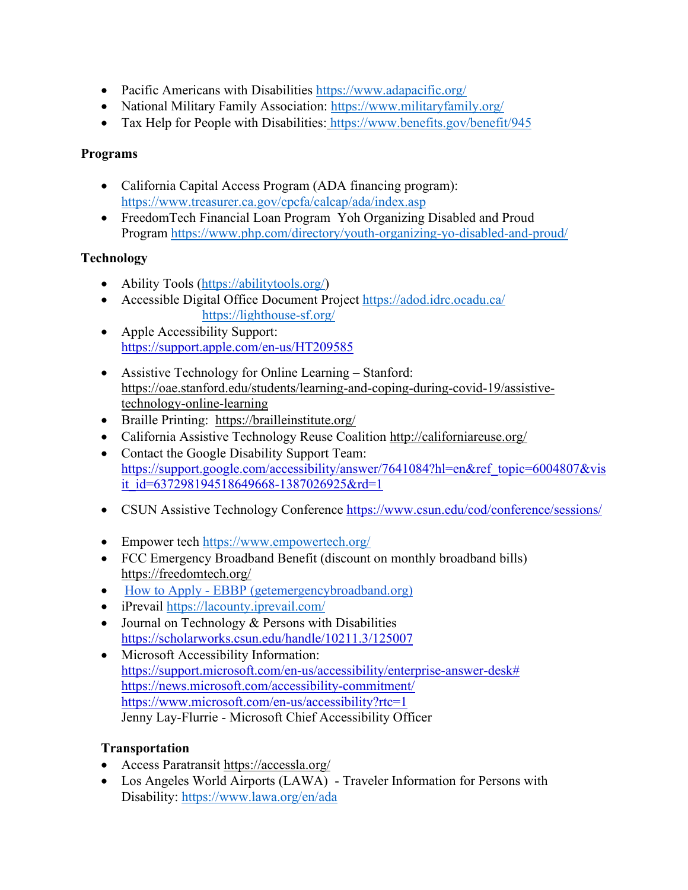- Pacific Americans with Disabilities https://www.adapacific.org/
- National Military Family Association: https://www.militaryfamily.org/
- Tax Help for People with Disabilities: https://www.benefits.gov/benefit/945

**Programs**

- California Capital Access Program (ADA financing program): https://www.treasurer.ca.gov/cpcfa/calcap/ada/index.asp
- FreedomTech Financial Loan Program Yoh Organizing Disabled and Proud Program https://www.php.com/directory/youth-organizing-yo-disabled-and-proud/

**Technology**

- Ability Tools (https://abilitytools.org/)
- Accessible Digital Office Document Project https://adod.idrc.ocadu.ca/ https://lighthouse-sf.org/
- Apple Accessibility Support: https://support.apple.com/en-us/HT209585
- Assistive Technology for Online Learning – Stanford: https://oae.stanford.edu/students/learning-and-coping-during-covid-19/assistive-technology-online-learning
- Braille Printing: https://brailleinstitute.org/
- California Assistive Technology Reuse Coalition http://californiareuse.org/
- Contact the Google Disability Support Team: https://support.google.com/accessibility/answer/7641084?hl=en&ref_topic=6004807&visit_id=637298194518649668-1387026925&rd=1
- CSUN Assistive Technology Conference https://www.csun.edu/cod/conference/sessions/
- Empower tech https://www.empowertech.org/
- FCC Emergency Broadband Benefit (discount on monthly broadband bills) https://freedomtech.org/
- How to Apply - EBBP (getemergencybroadband.org)
- iPrevail https://lacounty.iprevail.com/
- Journal on Technology & Persons with Disabilities https://scholarworks.csun.edu/handle/10211.3/125007
- Microsoft Accessibility Information:
  https://support.microsoft.com/en-us/accessibility/enterprise-answer-desk#
  https://news.microsoft.com/accessibility-commitment/
  https://www.microsoft.com/en-us/accessibility?rtc=1
  Jenny Lay-Flurrie - Microsoft Chief Accessibility Officer

**Transportation**

- Access Paratransit https://accessla.org/
- Los Angeles World Airports (LAWA) - Traveler Information for Persons with Disability: https://www.lawa.org/en/ada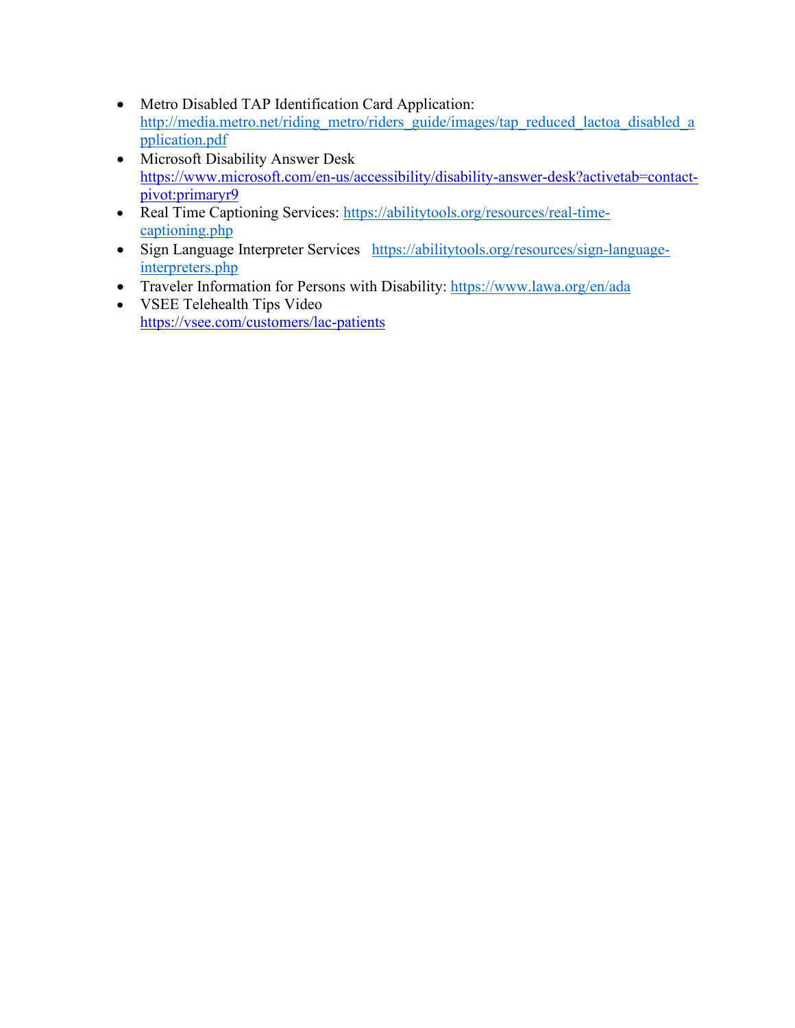- Metro Disabled TAP Identification Card Application: http://media.metro.net/riding_metro/riders_guide/images/tap_reduced_lactoa_disabled_application.pdf
- Microsoft Disability Answer Desk https://www.microsoft.com/en-us/accessibility/disability-answer-desk?activetab=contact-pivot:primaryr9
- Real Time Captioning Services: https://abilitytools.org/resources/real-time-captioning.php
- Sign Language Interpreter Services https://abilitytools.org/resources/sign-language-interpreters.php
- Traveler Information for Persons with Disability: https://www.lawa.org/en/ada
- VSEE Telehealth Tips Video https://vsee.com/customers/lac-patients